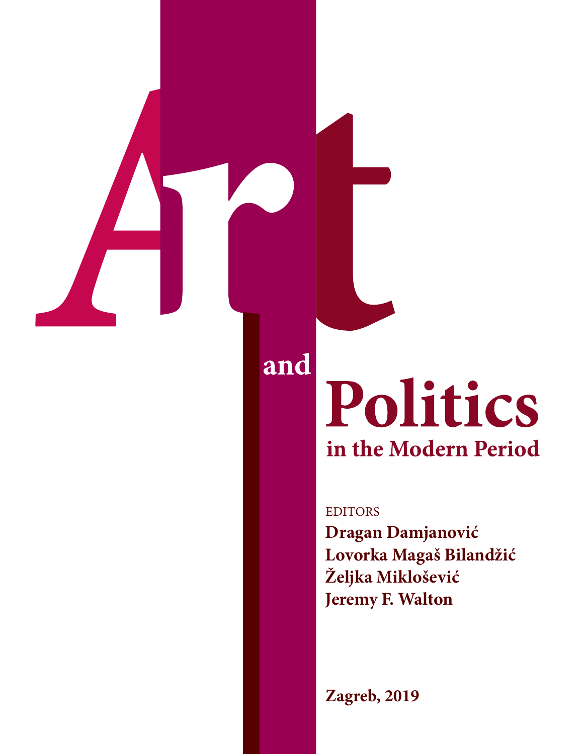# Art and Politics

## in the Modern Period

EDITORS

**Dragan Damjanović**
**Lovorka Magaš Bilandžić**
**Željka Miklošević**
**Jeremy F. Walton**

**Zagreb, 2019**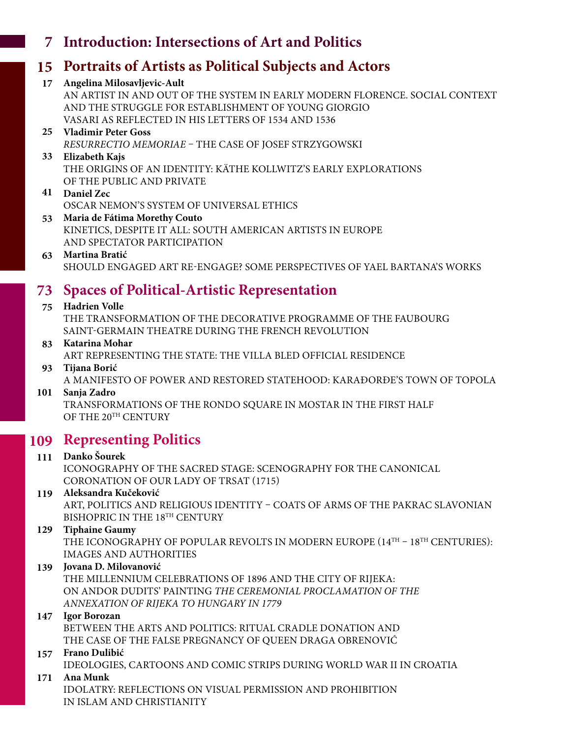## 7 Introduction: Intersections of Art and Politics

## 15 Portraits of Artists as Political Subjects and Actors

**17 Angelina Milosavljevic-Ault**
AN ARTIST IN AND OUT OF THE SYSTEM IN EARLY MODERN FLORENCE. SOCIAL CONTEXT AND THE STRUGGLE FOR ESTABLISHMENT OF YOUNG GIORGIO VASARI AS REFLECTED IN HIS LETTERS OF 1534 AND 1536

**25 Vladimir Peter Goss**
*RESURRECTIO MEMORIAE* – THE CASE OF JOSEF STRZYGOWSKI

**33 Elizabeth Kajs**
THE ORIGINS OF AN IDENTITY: KÄTHE KOLLWITZ'S EARLY EXPLORATIONS OF THE PUBLIC AND PRIVATE

**41 Daniel Zec**
OSCAR NEMON'S SYSTEM OF UNIVERSAL ETHICS

**53 Maria de Fátima Morethy Couto**
KINETICS, DESPITE IT ALL: SOUTH AMERICAN ARTISTS IN EUROPE AND SPECTATOR PARTICIPATION

**63 Martina Bratić**
SHOULD ENGAGED ART RE-ENGAGE? SOME PERSPECTIVES OF YAEL BARTANA'S WORKS

## 73 Spaces of Political-Artistic Representation

**75 Hadrien Volle**
THE TRANSFORMATION OF THE DECORATIVE PROGRAMME OF THE FAUBOURG SAINT-GERMAIN THEATRE DURING THE FRENCH REVOLUTION

**83 Katarina Mohar**
ART REPRESENTING THE STATE: THE VILLA BLED OFFICIAL RESIDENCE

**93 Tijana Borić**
A MANIFESTO OF POWER AND RESTORED STATEHOOD: KARAĐORĐE'S TOWN OF TOPOLA

**101 Sanja Zadro**
TRANSFORMATIONS OF THE RONDO SQUARE IN MOSTAR IN THE FIRST HALF OF THE 20TH CENTURY

## 109 Representing Politics

**111 Danko Šourek**
ICONOGRAPHY OF THE SACRED STAGE: SCENOGRAPHY FOR THE CANONICAL CORONATION OF OUR LADY OF TRSAT (1715)

**119 Aleksandra Kučeković**
ART, POLITICS AND RELIGIOUS IDENTITY – COATS OF ARMS OF THE PAKRAC SLAVONIAN BISHOPRIC IN THE 18TH CENTURY

**129 Tiphaine Gaumy**
THE ICONOGRAPHY OF POPULAR REVOLTS IN MODERN EUROPE (14TH – 18TH CENTURIES): IMAGES AND AUTHORITIES

**139 Jovana D. Milovanović**
THE MILLENNIUM CELEBRATIONS OF 1896 AND THE CITY OF RIJEKA: ON ANDOR DUDITS' PAINTING *THE CEREMONIAL PROCLAMATION OF THE ANNEXATION OF RIJEKA TO HUNGARY IN 1779*

**147 Igor Borozan**
BETWEEN THE ARTS AND POLITICS: RITUAL CRADLE DONATION AND THE CASE OF THE FALSE PREGNANCY OF QUEEN DRAGA OBRENOVIĆ

**157 Frano Dulibić**
IDEOLOGIES, CARTOONS AND COMIC STRIPS DURING WORLD WAR II IN CROATIA

**171 Ana Munk**
IDOLATRY: REFLECTIONS ON VISUAL PERMISSION AND PROHIBITION IN ISLAM AND CHRISTIANITY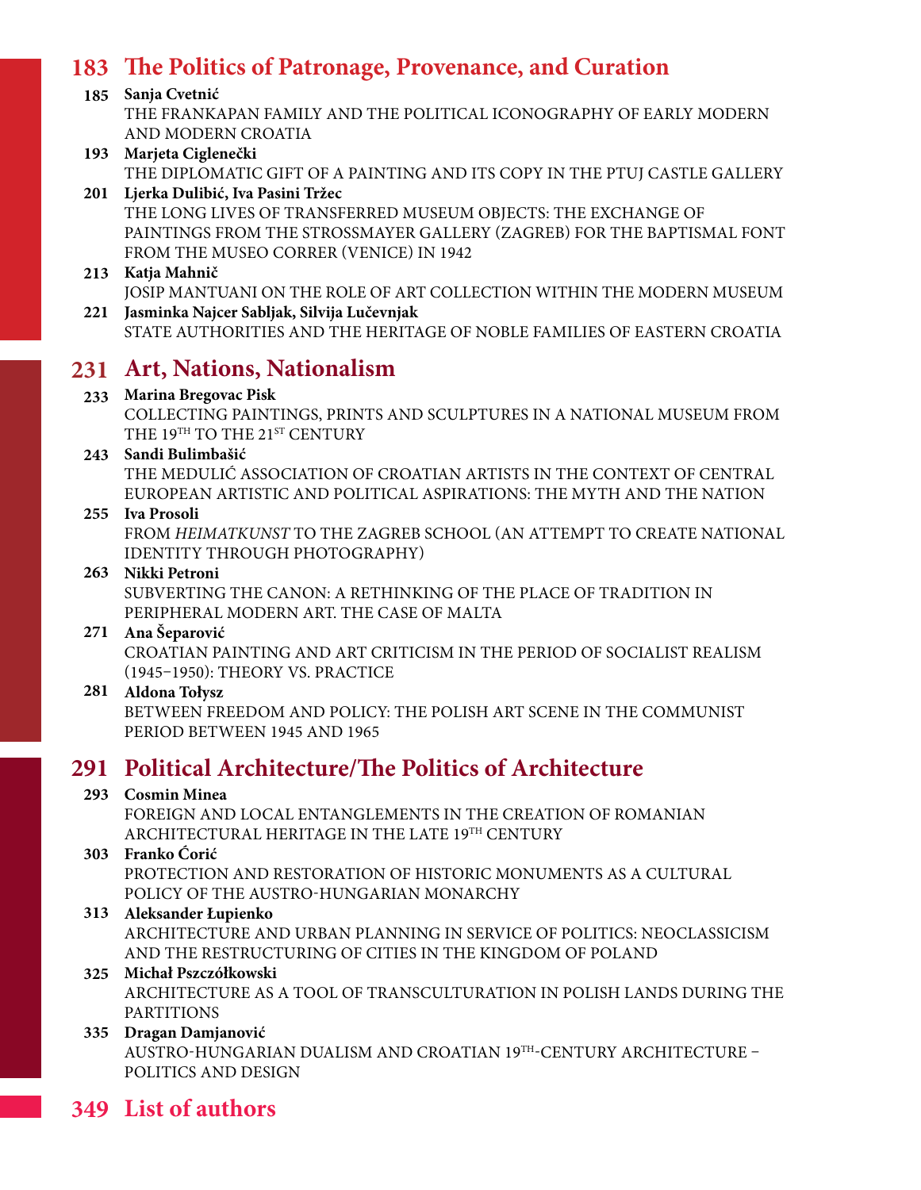## 183 The Politics of Patronage, Provenance, and Curation

**185 Sanja Cvetnić**
THE FRANKAPAN FAMILY AND THE POLITICAL ICONOGRAPHY OF EARLY MODERN AND MODERN CROATIA

**193 Marjeta Ciglenečki**
THE DIPLOMATIC GIFT OF A PAINTING AND ITS COPY IN THE PTUJ CASTLE GALLERY

**201 Ljerka Dulibić, Iva Pasini Tržec**
THE LONG LIVES OF TRANSFERRED MUSEUM OBJECTS: THE EXCHANGE OF PAINTINGS FROM THE STROSSMAYER GALLERY (ZAGREB) FOR THE BAPTISMAL FONT FROM THE MUSEO CORRER (VENICE) IN 1942

**213 Katja Mahnič**
JOSIP MANTUANI ON THE ROLE OF ART COLLECTION WITHIN THE MODERN MUSEUM

**221 Jasminka Najcer Sabljak, Silvija Lučevnjak**
STATE AUTHORITIES AND THE HERITAGE OF NOBLE FAMILIES OF EASTERN CROATIA

## 231 Art, Nations, Nationalism

**233 Marina Bregovac Pisk**
COLLECTING PAINTINGS, PRINTS AND SCULPTURES IN A NATIONAL MUSEUM FROM THE 19TH TO THE 21ST CENTURY

**243 Sandi Bulimbašić**
THE MEDULIĆ ASSOCIATION OF CROATIAN ARTISTS IN THE CONTEXT OF CENTRAL EUROPEAN ARTISTIC AND POLITICAL ASPIRATIONS: THE MYTH AND THE NATION

**255 Iva Prosoli**
FROM *HEIMATKUNST* TO THE ZAGREB SCHOOL (AN ATTEMPT TO CREATE NATIONAL IDENTITY THROUGH PHOTOGRAPHY)

**263 Nikki Petroni**
SUBVERTING THE CANON: A RETHINKING OF THE PLACE OF TRADITION IN PERIPHERAL MODERN ART. THE CASE OF MALTA

**271 Ana Šeparović**
CROATIAN PAINTING AND ART CRITICISM IN THE PERIOD OF SOCIALIST REALISM (1945–1950): THEORY VS. PRACTICE

**281 Aldona Tołysz**
BETWEEN FREEDOM AND POLICY: THE POLISH ART SCENE IN THE COMMUNIST PERIOD BETWEEN 1945 AND 1965

## 291 Political Architecture/The Politics of Architecture

**293 Cosmin Minea**
FOREIGN AND LOCAL ENTANGLEMENTS IN THE CREATION OF ROMANIAN ARCHITECTURAL HERITAGE IN THE LATE 19TH CENTURY

**303 Franko Ćorić**
PROTECTION AND RESTORATION OF HISTORIC MONUMENTS AS A CULTURAL POLICY OF THE AUSTRO-HUNGARIAN MONARCHY

**313 Aleksander Łupienko**
ARCHITECTURE AND URBAN PLANNING IN SERVICE OF POLITICS: NEOCLASSICISM AND THE RESTRUCTURING OF CITIES IN THE KINGDOM OF POLAND

**325 Michał Pszczółkowski**
ARCHITECTURE AS A TOOL OF TRANSCULTURATION IN POLISH LANDS DURING THE PARTITIONS

**335 Dragan Damjanović**
AUSTRO-HUNGARIAN DUALISM AND CROATIAN 19TH-CENTURY ARCHITECTURE – POLITICS AND DESIGN

## 349 List of authors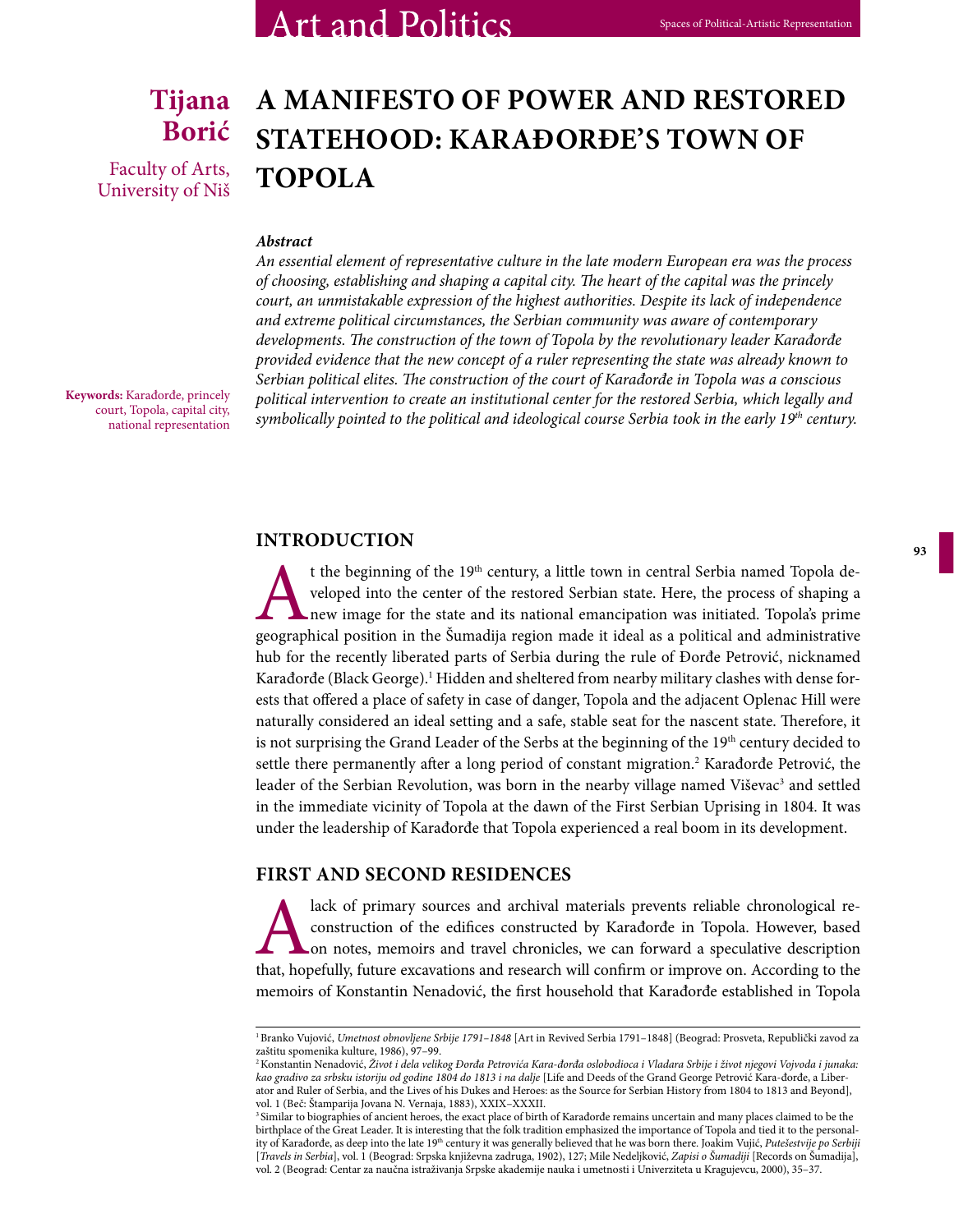# A MANIFESTO OF POWER AND RESTORED STATEHOOD: KARAĐORĐE'S TOWN OF TOPOLA

**Tijana Borić**

Faculty of Arts, University of Niš

***Abstract***

*An essential element of representative culture in the late modern European era was the process of choosing, establishing and shaping a capital city. The heart of the capital was the princely court, an unmistakable expression of the highest authorities. Despite its lack of independence and extreme political circumstances, the Serbian community was aware of contemporary developments. The construction of the town of Topola by the revolutionary leader Karađorđe provided evidence that the new concept of a ruler representing the state was already known to Serbian political elites. The construction of the court of Karađorđe in Topola was a conscious political intervention to create an institutional center for the restored Serbia, which legally and symbolically pointed to the political and ideological course Serbia took in the early 19th century.*

**Keywords:** Karađorđe, princely court, Topola, capital city, national representation

## INTRODUCTION

At the beginning of the 19th century, a little town in central Serbia named Topola developed into the center of the restored Serbian state. Here, the process of shaping a new image for the state and its national emancipation was initiated. Topola's prime geographical position in the Šumadija region made it ideal as a political and administrative hub for the recently liberated parts of Serbia during the rule of Đorđe Petrović, nicknamed Karađorđe (Black George).[1] Hidden and sheltered from nearby military clashes with dense forests that offered a place of safety in case of danger, Topola and the adjacent Oplenac Hill were naturally considered an ideal setting and a safe, stable seat for the nascent state. Therefore, it is not surprising the Grand Leader of the Serbs at the beginning of the 19th century decided to settle there permanently after a long period of constant migration.[2] Karađorđe Petrović, the leader of the Serbian Revolution, was born in the nearby village named Viševac[3] and settled in the immediate vicinity of Topola at the dawn of the First Serbian Uprising in 1804. It was under the leadership of Karađorđe that Topola experienced a real boom in its development.

## FIRST AND SECOND RESIDENCES

A lack of primary sources and archival materials prevents reliable chronological reconstruction of the edifices constructed by Karađorđe in Topola. However, based on notes, memoirs and travel chronicles, we can forward a speculative description that, hopefully, future excavations and research will confirm or improve on. According to the memoirs of Konstantin Nenadović, the first household that Karađorđe established in Topola

---

[1] Branko Vujović, *Umetnost obnovljene Srbije 1791–1848* [Art in Revived Serbia 1791–1848] (Beograd: Prosveta, Republički zavod za zaštitu spomenika kulture, 1986), 97–99.

[2] Konstantin Nenadović, *Život i dela velikog Đorđa Petrovića Kara-đorđa oslobodioca i Vladara Srbije i život njegovi Vojvoda i junaka: kao gradivo za srbsku istoriju od godine 1804 do 1813 i na dalje* [Life and Deeds of the Grand George Petrović Kara-đorđe, a Liberator and Ruler of Serbia, and the Lives of his Dukes and Heroes: as the Source for Serbian History from 1804 to 1813 and Beyond], vol. 1 (Beč: Štamparija Jovana N. Vernaja, 1883), XXIX–XXXII.

[3] Similar to biographies of ancient heroes, the exact place of birth of Karađorđe remains uncertain and many places claimed to be the birthplace of the Great Leader. It is interesting that the folk tradition emphasized the importance of Topola and tied it to the personality of Karađorđe, as deep into the late 19th century it was generally believed that he was born there. Joakim Vujić, *Putešestvije po Serbiji* [*Travels in Serbia*], vol. 1 (Beograd: Srpska književna zadruga, 1902), 127; Mile Nedeljković, *Zapisi o Šumadiji* [Records on Šumadija], vol. 2 (Beograd: Centar za naučna istraživanja Srpske akademije nauka i umetnosti i Univerziteta u Kragujevcu, 2000), 35–37.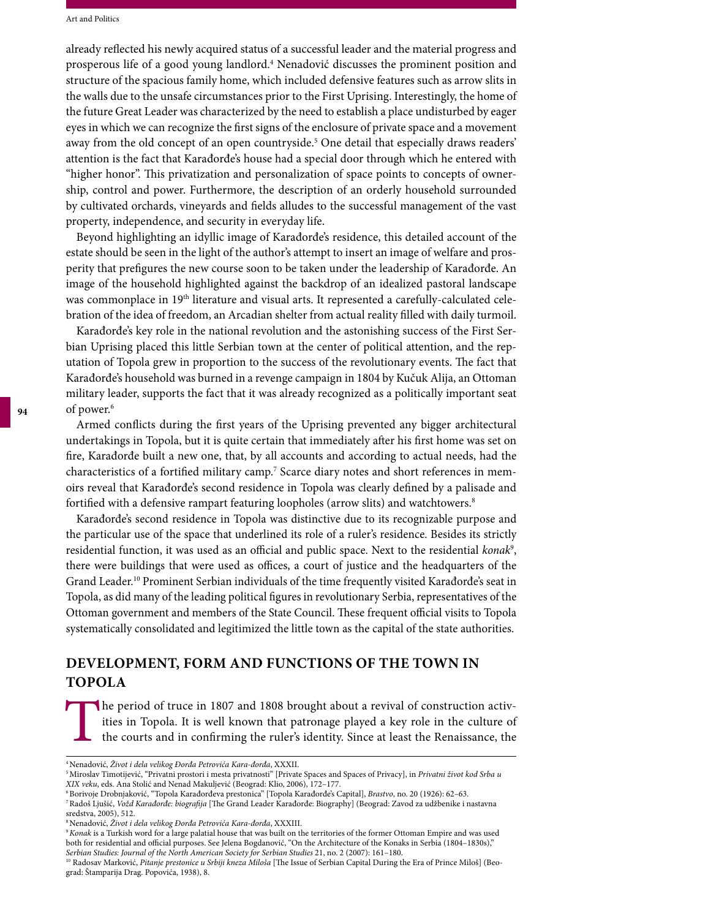already reflected his newly acquired status of a successful leader and the material progress and prosperous life of a good young landlord.[4] Nenadović discusses the prominent position and structure of the spacious family home, which included defensive features such as arrow slits in the walls due to the unsafe circumstances prior to the First Uprising. Interestingly, the home of the future Great Leader was characterized by the need to establish a place undisturbed by eager eyes in which we can recognize the first signs of the enclosure of private space and a movement away from the old concept of an open countryside.[5] One detail that especially draws readers' attention is the fact that Karađorđe's house had a special door through which he entered with "higher honor". This privatization and personalization of space points to concepts of ownership, control and power. Furthermore, the description of an orderly household surrounded by cultivated orchards, vineyards and fields alludes to the successful management of the vast property, independence, and security in everyday life.

Beyond highlighting an idyllic image of Karađorđe's residence, this detailed account of the estate should be seen in the light of the author's attempt to insert an image of welfare and prosperity that prefigures the new course soon to be taken under the leadership of Karađorđe. An image of the household highlighted against the backdrop of an idealized pastoral landscape was commonplace in 19th literature and visual arts. It represented a carefully-calculated celebration of the idea of freedom, an Arcadian shelter from actual reality filled with daily turmoil.

Karađorđe's key role in the national revolution and the astonishing success of the First Serbian Uprising placed this little Serbian town at the center of political attention, and the reputation of Topola grew in proportion to the success of the revolutionary events. The fact that Karađorđe's household was burned in a revenge campaign in 1804 by Kučuk Alija, an Ottoman military leader, supports the fact that it was already recognized as a politically important seat of power.[6]

Armed conflicts during the first years of the Uprising prevented any bigger architectural undertakings in Topola, but it is quite certain that immediately after his first home was set on fire, Karađorđe built a new one, that, by all accounts and according to actual needs, had the characteristics of a fortified military camp.[7] Scarce diary notes and short references in memoirs reveal that Karađorđe's second residence in Topola was clearly defined by a palisade and fortified with a defensive rampart featuring loopholes (arrow slits) and watchtowers.[8]

Karađorđe's second residence in Topola was distinctive due to its recognizable purpose and the particular use of the space that underlined its role of a ruler's residence. Besides its strictly residential function, it was used as an official and public space. Next to the residential *konak*[9], there were buildings that were used as offices, a court of justice and the headquarters of the Grand Leader.[10] Prominent Serbian individuals of the time frequently visited Karađorđe's seat in Topola, as did many of the leading political figures in revolutionary Serbia, representatives of the Ottoman government and members of the State Council. These frequent official visits to Topola systematically consolidated and legitimized the little town as the capital of the state authorities.

## DEVELOPMENT, FORM AND FUNCTIONS OF THE TOWN IN TOPOLA

The period of truce in 1807 and 1808 brought about a revival of construction activities in Topola. It is well known that patronage played a key role in the culture of the courts and in confirming the ruler's identity. Since at least the Renaissance, the

---

[4] Nenadović, *Život i dela velikog Đorđa Petrovića Kara-đorđa*, XXXII.

[5] Miroslav Timotijević, "Privatni prostori i mesta privatnosti" [Private Spaces and Spaces of Privacy], in *Privatni život kod Srba u XIX veku*, eds. Ana Stolić and Nenad Makuljević (Beograd: Klio, 2006), 172–177.

[6] Borivoje Drobnjaković, "Topola Karađorđeva prestonica" [Topola Karađorđe's Capital], *Brastvo*, no. 20 (1926): 62–63.

[7] Radoš Ljušić, *Vožd Karađorđe: biografija* [The Grand Leader Karađorđe: Biography] (Beograd: Zavod za udžbenike i nastavna sredstva, 2005), 512.

[8] Nenadović, *Život i dela velikog Đorđa Petrovića Kara-đorđa*, XXXIII.

[9] *Konak* is a Turkish word for a large palatial house that was built on the territories of the former Ottoman Empire and was used both for residential and official purposes. See Jelena Bogdanović, "On the Architecture of the Konaks in Serbia (1804–1830s)," *Serbian Studies: Journal of the North American Society for Serbian Studies* 21, no. 2 (2007): 161–180.

[10] Radosav Marković, *Pitanje prestonice u Srbiji kneza Miloša* [The Issue of Serbian Capital During the Era of Prince Miloš] (Beograd: Štamparija Drag. Popovića, 1938), 8.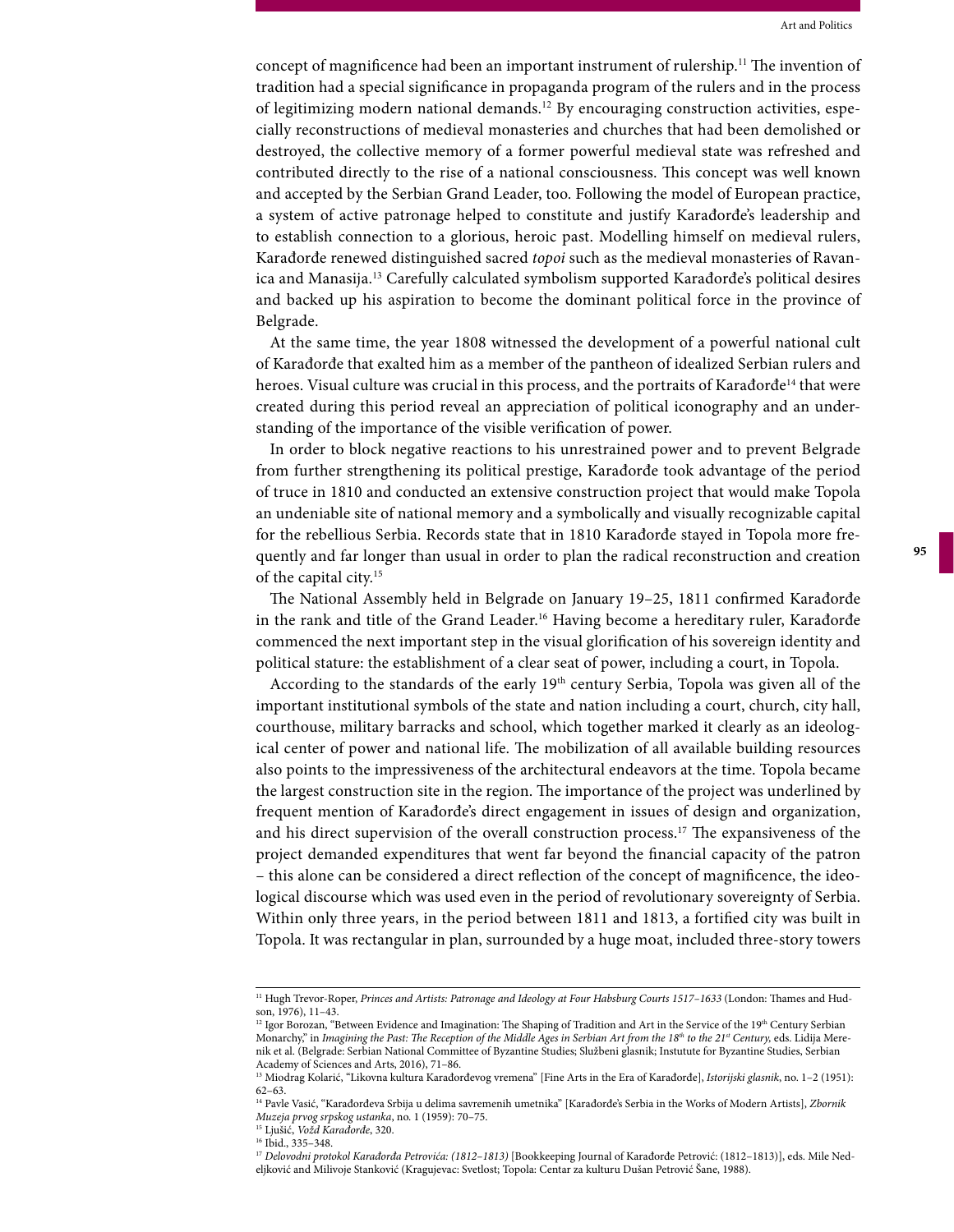concept of magnificence had been an important instrument of rulership.[11] The invention of tradition had a special significance in propaganda program of the rulers and in the process of legitimizing modern national demands.[12] By encouraging construction activities, especially reconstructions of medieval monasteries and churches that had been demolished or destroyed, the collective memory of a former powerful medieval state was refreshed and contributed directly to the rise of a national consciousness. This concept was well known and accepted by the Serbian Grand Leader, too. Following the model of European practice, a system of active patronage helped to constitute and justify Karađorđe's leadership and to establish connection to a glorious, heroic past. Modelling himself on medieval rulers, Karađorđe renewed distinguished sacred *topoi* such as the medieval monasteries of Ravanica and Manasija.[13] Carefully calculated symbolism supported Karađorđe's political desires and backed up his aspiration to become the dominant political force in the province of Belgrade.

At the same time, the year 1808 witnessed the development of a powerful national cult of Karađorđe that exalted him as a member of the pantheon of idealized Serbian rulers and heroes. Visual culture was crucial in this process, and the portraits of Karađorđe[14] that were created during this period reveal an appreciation of political iconography and an understanding of the importance of the visible verification of power.

In order to block negative reactions to his unrestrained power and to prevent Belgrade from further strengthening its political prestige, Karađorđe took advantage of the period of truce in 1810 and conducted an extensive construction project that would make Topola an undeniable site of national memory and a symbolically and visually recognizable capital for the rebellious Serbia. Records state that in 1810 Karađorđe stayed in Topola more frequently and far longer than usual in order to plan the radical reconstruction and creation of the capital city.[15]

The National Assembly held in Belgrade on January 19–25, 1811 confirmed Karađorđe in the rank and title of the Grand Leader.[16] Having become a hereditary ruler, Karađorđe commenced the next important step in the visual glorification of his sovereign identity and political stature: the establishment of a clear seat of power, including a court, in Topola.

According to the standards of the early 19th century Serbia, Topola was given all of the important institutional symbols of the state and nation including a court, church, city hall, courthouse, military barracks and school, which together marked it clearly as an ideological center of power and national life. The mobilization of all available building resources also points to the impressiveness of the architectural endeavors at the time. Topola became the largest construction site in the region. The importance of the project was underlined by frequent mention of Karađorđe's direct engagement in issues of design and organization, and his direct supervision of the overall construction process.[17] The expansiveness of the project demanded expenditures that went far beyond the financial capacity of the patron – this alone can be considered a direct reflection of the concept of magnificence, the ideological discourse which was used even in the period of revolutionary sovereignty of Serbia. Within only three years, in the period between 1811 and 1813, a fortified city was built in Topola. It was rectangular in plan, surrounded by a huge moat, included three-story towers

---

[11] Hugh Trevor-Roper, *Princes and Artists: Patronage and Ideology at Four Habsburg Courts 1517–1633* (London: Thames and Hudson, 1976), 11–43.

[12] Igor Borozan, "Between Evidence and Imagination: The Shaping of Tradition and Art in the Service of the 19th Century Serbian Monarchy," in *Imagining the Past: The Reception of the Middle Ages in Serbian Art from the 18th to the 21st Century,* eds. Lidija Merenik et al. (Belgrade: Serbian National Committee of Byzantine Studies; Službeni glasnik; Instutute for Byzantine Studies, Serbian Academy of Sciences and Arts, 2016), 71–86.

[13] Miodrag Kolarić, "Likovna kultura Karađorđevog vremena" [Fine Arts in the Era of Karađorđe], *Istorijski glasnik*, no. 1–2 (1951): 62–63.

[14] Pavle Vasić, "Karađorđeva Srbija u delima savremenih umetnika" [Karađorđe's Serbia in the Works of Modern Artists], *Zbornik Muzeja prvog srpskog ustanka*, no. 1 (1959): 70–75.

[15] Ljušić, *Vožd Karađorđe*, 320.

[16] Ibid., 335–348.

[17] *Delovodni protokol Karađorđa Petrovića: (1812–1813)* [Bookkeeping Journal of Karađorđe Petrović: (1812–1813)], eds. Mile Nedeljković and Milivoje Stanković (Kragujevac: Svetlost; Topola: Centar za kulturu Dušan Petrović Šane, 1988).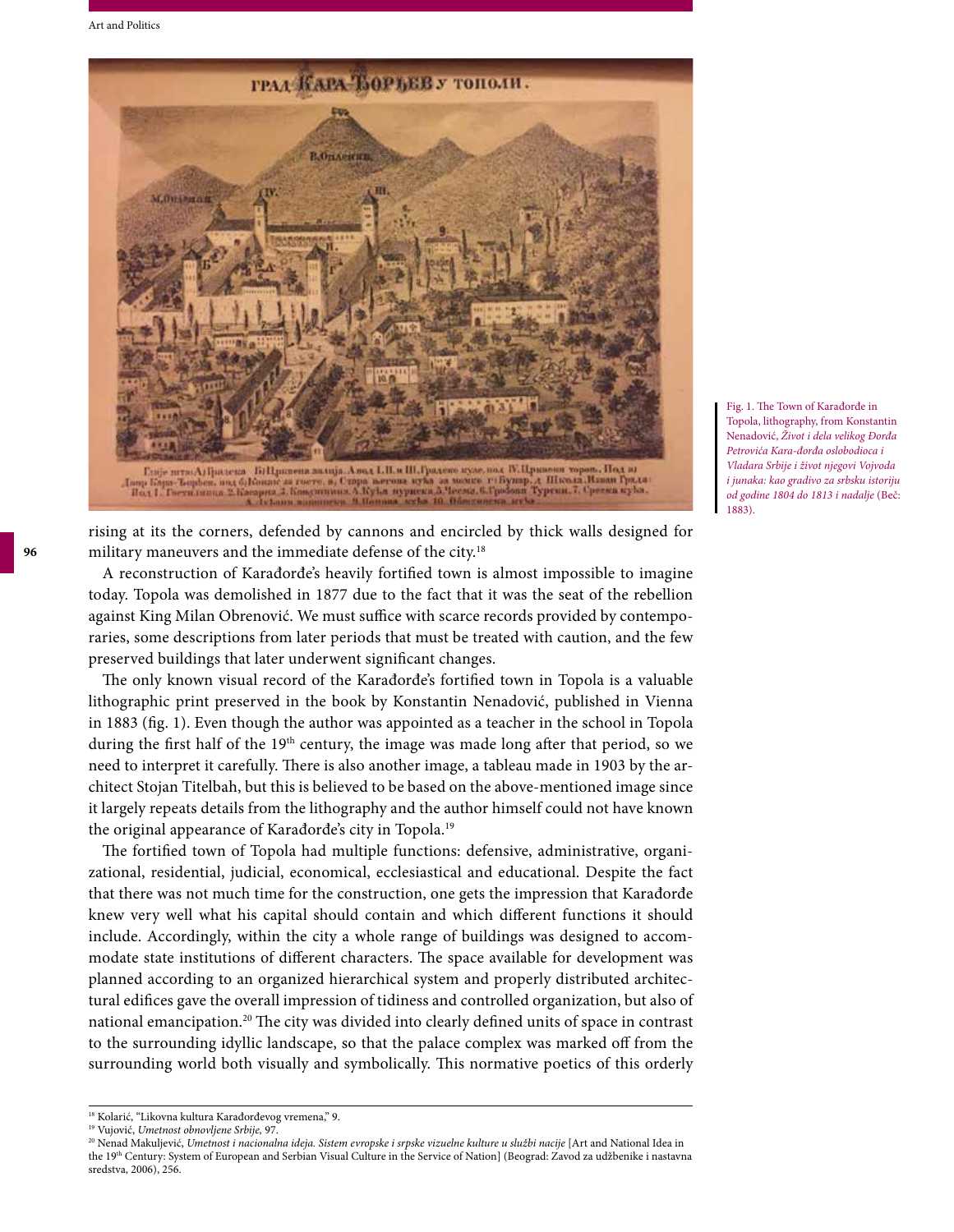Fig. 1. The Town of Karađorđe in Topola, lithography, from Konstantin Nenadović, *Život i dela velikog Đorđa Petrovića Kara-đorđa oslobodioca i Vladara Srbije i život njegovi Vojvoda i junaka: kao gradivo za srbsku istoriju od godine 1804 do 1813 i nadalje* (Beč: 1883).

rising at its the corners, defended by cannons and encircled by thick walls designed for military maneuvers and the immediate defense of the city.[18]

A reconstruction of Karađorđe's heavily fortified town is almost impossible to imagine today. Topola was demolished in 1877 due to the fact that it was the seat of the rebellion against King Milan Obrenović. We must suffice with scarce records provided by contemporaries, some descriptions from later periods that must be treated with caution, and the few preserved buildings that later underwent significant changes.

The only known visual record of the Karađorđe's fortified town in Topola is a valuable lithographic print preserved in the book by Konstantin Nenadović, published in Vienna in 1883 (fig. 1). Even though the author was appointed as a teacher in the school in Topola during the first half of the 19th century, the image was made long after that period, so we need to interpret it carefully. There is also another image, a tableau made in 1903 by the architect Stojan Titelbah, but this is believed to be based on the above-mentioned image since it largely repeats details from the lithography and the author himself could not have known the original appearance of Karađorđe's city in Topola.[19]

The fortified town of Topola had multiple functions: defensive, administrative, organizational, residential, judicial, economical, ecclesiastical and educational. Despite the fact that there was not much time for the construction, one gets the impression that Karađorđe knew very well what his capital should contain and which different functions it should include. Accordingly, within the city a whole range of buildings was designed to accommodate state institutions of different characters. The space available for development was planned according to an organized hierarchical system and properly distributed architectural edifices gave the overall impression of tidiness and controlled organization, but also of national emancipation.[20] The city was divided into clearly defined units of space in contrast to the surrounding idyllic landscape, so that the palace complex was marked off from the surrounding world both visually and symbolically. This normative poetics of this orderly

---

[18] Kolarić, "Likovna kultura Karađorđevog vremena," 9.

[19] Vujović, *Umetnost obnovljene Srbije,* 97.

[20] Nenad Makuljević, *Umetnost i nacionalna ideja. Sistem evropske i srpske vizuelne kulture u službi nacije* [Art and National Idea in the 19th Century: System of European and Serbian Visual Culture in the Service of Nation] (Beograd: Zavod za udžbenike i nastavna sredstva, 2006), 256.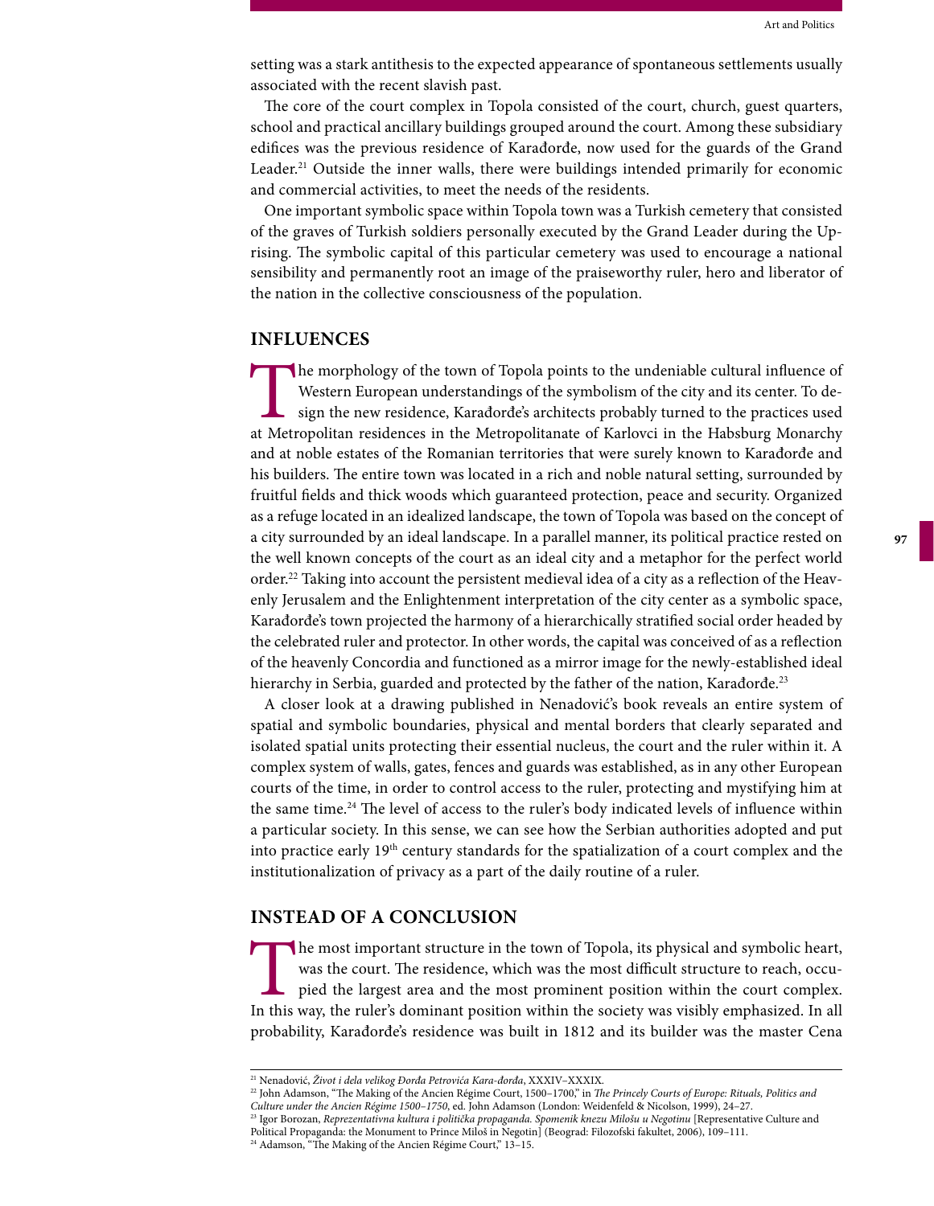setting was a stark antithesis to the expected appearance of spontaneous settlements usually associated with the recent slavish past.

The core of the court complex in Topola consisted of the court, church, guest quarters, school and practical ancillary buildings grouped around the court. Among these subsidiary edifices was the previous residence of Karađorđe, now used for the guards of the Grand Leader.[21] Outside the inner walls, there were buildings intended primarily for economic and commercial activities, to meet the needs of the residents.

One important symbolic space within Topola town was a Turkish cemetery that consisted of the graves of Turkish soldiers personally executed by the Grand Leader during the Uprising. The symbolic capital of this particular cemetery was used to encourage a national sensibility and permanently root an image of the praiseworthy ruler, hero and liberator of the nation in the collective consciousness of the population.

## INFLUENCES

The morphology of the town of Topola points to the undeniable cultural influence of Western European understandings of the symbolism of the city and its center. To design the new residence, Karađorđe's architects probably turned to the practices used at Metropolitan residences in the Metropolitanate of Karlovci in the Habsburg Monarchy and at noble estates of the Romanian territories that were surely known to Karađorđe and his builders. The entire town was located in a rich and noble natural setting, surrounded by fruitful fields and thick woods which guaranteed protection, peace and security. Organized as a refuge located in an idealized landscape, the town of Topola was based on the concept of a city surrounded by an ideal landscape. In a parallel manner, its political practice rested on the well known concepts of the court as an ideal city and a metaphor for the perfect world order.[22] Taking into account the persistent medieval idea of a city as a reflection of the Heavenly Jerusalem and the Enlightenment interpretation of the city center as a symbolic space, Karađorđe's town projected the harmony of a hierarchically stratified social order headed by the celebrated ruler and protector. In other words, the capital was conceived of as a reflection of the heavenly Concordia and functioned as a mirror image for the newly-established ideal hierarchy in Serbia, guarded and protected by the father of the nation, Karađorđe.[23]

A closer look at a drawing published in Nenadović's book reveals an entire system of spatial and symbolic boundaries, physical and mental borders that clearly separated and isolated spatial units protecting their essential nucleus, the court and the ruler within it. A complex system of walls, gates, fences and guards was established, as in any other European courts of the time, in order to control access to the ruler, protecting and mystifying him at the same time.[24] The level of access to the ruler's body indicated levels of influence within a particular society. In this sense, we can see how the Serbian authorities adopted and put into practice early 19th century standards for the spatialization of a court complex and the institutionalization of privacy as a part of the daily routine of a ruler.

## INSTEAD OF A CONCLUSION

The most important structure in the town of Topola, its physical and symbolic heart, was the court. The residence, which was the most difficult structure to reach, occupied the largest area and the most prominent position within the court complex. In this way, the ruler's dominant position within the society was visibly emphasized. In all probability, Karađorđe's residence was built in 1812 and its builder was the master Cena

---

[21] Nenadović, *Život i dela velikog Đorđa Petrovića Kara-đorđa*, XXXIV–XXXIX.

[22] John Adamson, "The Making of the Ancien Régime Court, 1500–1700," in *The Princely Courts of Europe: Rituals, Politics and Culture under the Ancien Régime 1500–1750*, ed. John Adamson (London: Weidenfeld & Nicolson, 1999), 24–27.

[23] Igor Borozan, *Reprezentativna kultura i politička propaganda. Spomenik knezu Milošu u Negotinu* [Representative Culture and Political Propaganda: the Monument to Prince Miloš in Negotin] (Beograd: Filozofski fakultet, 2006), 109–111.

[24] Adamson, "The Making of the Ancien Régime Court," 13–15.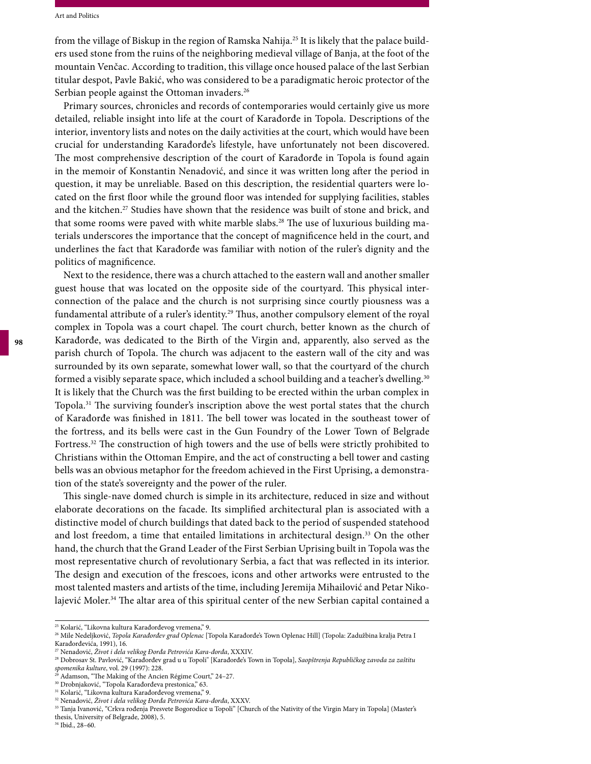from the village of Biskup in the region of Ramska Nahija.[25] It is likely that the palace builders used stone from the ruins of the neighboring medieval village of Banja, at the foot of the mountain Venčac. According to tradition, this village once housed palace of the last Serbian titular despot, Pavle Bakić, who was considered to be a paradigmatic heroic protector of the Serbian people against the Ottoman invaders.[26]

Primary sources, chronicles and records of contemporaries would certainly give us more detailed, reliable insight into life at the court of Karađorđe in Topola. Descriptions of the interior, inventory lists and notes on the daily activities at the court, which would have been crucial for understanding Karađorđe's lifestyle, have unfortunately not been discovered. The most comprehensive description of the court of Karađorđe in Topola is found again in the memoir of Konstantin Nenadović, and since it was written long after the period in question, it may be unreliable. Based on this description, the residential quarters were located on the first floor while the ground floor was intended for supplying facilities, stables and the kitchen.[27] Studies have shown that the residence was built of stone and brick, and that some rooms were paved with white marble slabs.[28] The use of luxurious building materials underscores the importance that the concept of magnificence held in the court, and underlines the fact that Karađorđe was familiar with notion of the ruler's dignity and the politics of magnificence.

Next to the residence, there was a church attached to the eastern wall and another smaller guest house that was located on the opposite side of the courtyard. This physical interconnection of the palace and the church is not surprising since courtly piousness was a fundamental attribute of a ruler's identity.[29] Thus, another compulsory element of the royal complex in Topola was a court chapel. The court church, better known as the church of Karađorđe, was dedicated to the Birth of the Virgin and, apparently, also served as the parish church of Topola. The church was adjacent to the eastern wall of the city and was surrounded by its own separate, somewhat lower wall, so that the courtyard of the church formed a visibly separate space, which included a school building and a teacher's dwelling.[30] It is likely that the Church was the first building to be erected within the urban complex in Topola.[31] The surviving founder's inscription above the west portal states that the church of Karađorđe was finished in 1811. The bell tower was located in the southeast tower of the fortress, and its bells were cast in the Gun Foundry of the Lower Town of Belgrade Fortress.[32] The construction of high towers and the use of bells were strictly prohibited to Christians within the Ottoman Empire, and the act of constructing a bell tower and casting bells was an obvious metaphor for the freedom achieved in the First Uprising, a demonstration of the state's sovereignty and the power of the ruler.

This single-nave domed church is simple in its architecture, reduced in size and without elaborate decorations on the facade. Its simplified architectural plan is associated with a distinctive model of church buildings that dated back to the period of suspended statehood and lost freedom, a time that entailed limitations in architectural design.[33] On the other hand, the church that the Grand Leader of the First Serbian Uprising built in Topola was the most representative church of revolutionary Serbia, a fact that was reflected in its interior. The design and execution of the frescoes, icons and other artworks were entrusted to the most talented masters and artists of the time, including Jeremija Mihailović and Petar Nikolajević Moler.[34] The altar area of this spiritual center of the new Serbian capital contained a

---

[25] Kolarić, "Likovna kultura Karađorđevog vremena," 9.

[26] Mile Nedeljković, *Topola Karađorđev grad Oplenac* [Topola Karađorđe's Town Oplenac Hill] (Topola: Zadužbina kralja Petra I Karađorđevića, 1991), 16.

[27] Nenadović, *Život i dela velikog Đorđa Petrovića Kara-đorđa*, XXXIV.

[28] Dobrosav St. Pavlović, "Karađorđev grad u u Topoli" [Karađorđe's Town in Topola], *Saopštrenja Republičkog zavoda za zaštitu spomenika kulture*, vol. 29 (1997): 228.

[29] Adamson, "The Making of the Ancien Régime Court," 24–27.

[30] Drobnjaković, "Topola Karađorđeva prestonica," 63.

[31] Kolarić, "Likovna kultura Karađorđevog vremena," 9.

[32] Nenadović, *Život i dela velikog Đorđa Petrovića Kara-đorđa*, XXXV.

[33] Tanja Ivanović, "Crkva rođenja Presvete Bogorodice u Topoli" [Church of the Nativity of the Virgin Mary in Topola] (Master's thesis, University of Belgrade, 2008), 5.

[34] Ibid., 28–60.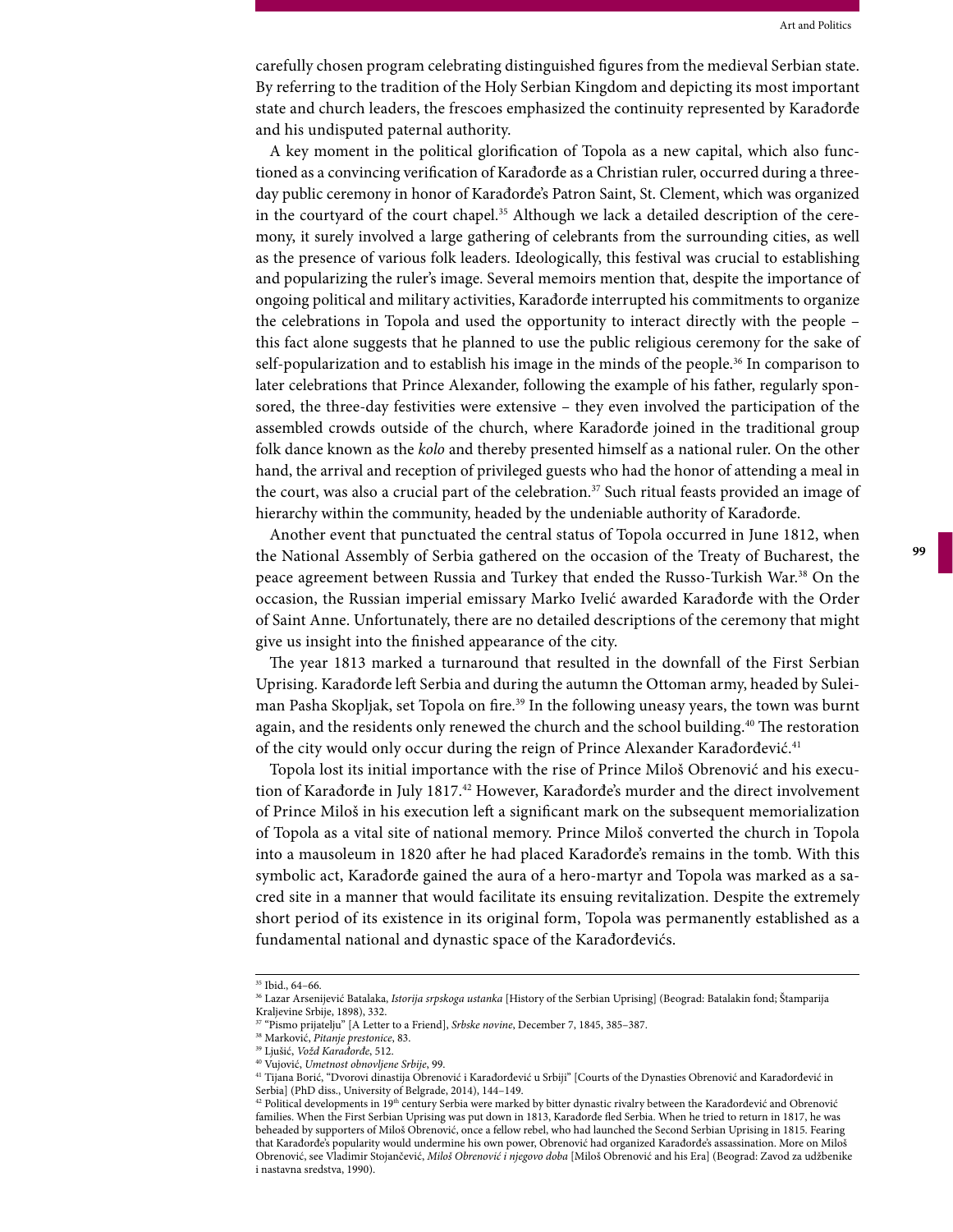carefully chosen program celebrating distinguished figures from the medieval Serbian state. By referring to the tradition of the Holy Serbian Kingdom and depicting its most important state and church leaders, the frescoes emphasized the continuity represented by Karađorđe and his undisputed paternal authority.

A key moment in the political glorification of Topola as a new capital, which also functioned as a convincing verification of Karađorđe as a Christian ruler, occurred during a three-day public ceremony in honor of Karađorđe's Patron Saint, St. Clement, which was organized in the courtyard of the court chapel.[35] Although we lack a detailed description of the ceremony, it surely involved a large gathering of celebrants from the surrounding cities, as well as the presence of various folk leaders. Ideologically, this festival was crucial to establishing and popularizing the ruler's image. Several memoirs mention that, despite the importance of ongoing political and military activities, Karađorđe interrupted his commitments to organize the celebrations in Topola and used the opportunity to interact directly with the people – this fact alone suggests that he planned to use the public religious ceremony for the sake of self-popularization and to establish his image in the minds of the people.[36] In comparison to later celebrations that Prince Alexander, following the example of his father, regularly sponsored, the three-day festivities were extensive – they even involved the participation of the assembled crowds outside of the church, where Karađorđe joined in the traditional group folk dance known as the *kolo* and thereby presented himself as a national ruler. On the other hand, the arrival and reception of privileged guests who had the honor of attending a meal in the court, was also a crucial part of the celebration.[37] Such ritual feasts provided an image of hierarchy within the community, headed by the undeniable authority of Karađorđe.

Another event that punctuated the central status of Topola occurred in June 1812, when the National Assembly of Serbia gathered on the occasion of the Treaty of Bucharest, the peace agreement between Russia and Turkey that ended the Russo-Turkish War.[38] On the occasion, the Russian imperial emissary Marko Ivelić awarded Karađorđe with the Order of Saint Anne. Unfortunately, there are no detailed descriptions of the ceremony that might give us insight into the finished appearance of the city.

The year 1813 marked a turnaround that resulted in the downfall of the First Serbian Uprising. Karađorđe left Serbia and during the autumn the Ottoman army, headed by Suleiman Pasha Skopljak, set Topola on fire.[39] In the following uneasy years, the town was burnt again, and the residents only renewed the church and the school building.[40] The restoration of the city would only occur during the reign of Prince Alexander Karađorđević.[41]

Topola lost its initial importance with the rise of Prince Miloš Obrenović and his execution of Karađorđe in July 1817.[42] However, Karađorđe's murder and the direct involvement of Prince Miloš in his execution left a significant mark on the subsequent memorialization of Topola as a vital site of national memory. Prince Miloš converted the church in Topola into a mausoleum in 1820 after he had placed Karađorđe's remains in the tomb. With this symbolic act, Karađorđe gained the aura of a hero-martyr and Topola was marked as a sacred site in a manner that would facilitate its ensuing revitalization. Despite the extremely short period of its existence in its original form, Topola was permanently established as a fundamental national and dynastic space of the Karađorđevićs.

---

[35] Ibid., 64–66.

[36] Lazar Arsenijević Batalaka, *Istorija srpskoga ustanka* [History of the Serbian Uprising] (Beograd: Batalakin fond; Štamparija Kraljevine Srbije, 1898), 332.

[37] "Pismo prijatelju" [A Letter to a Friend], *Srbske novine*, December 7, 1845, 385–387.

[38] Marković, *Pitanje prestonice*, 83.

[39] Ljušić, *Vožd Karađorđe*, 512.

[40] Vujović, *Umetnost obnovljene Srbije*, 99.

[41] Tijana Borić, "Dvorovi dinastija Obrenović i Karađorđević u Srbiji" [Courts of the Dynasties Obrenović and Karađorđević in Serbia] (PhD diss., University of Belgrade, 2014), 144–149.

[42] Political developments in 19th century Serbia were marked by bitter dynastic rivalry between the Karađorđević and Obrenović families. When the First Serbian Uprising was put down in 1813, Karađorđe fled Serbia. When he tried to return in 1817, he was beheaded by supporters of Miloš Obrenović, once a fellow rebel, who had launched the Second Serbian Uprising in 1815. Fearing that Karađorđe's popularity would undermine his own power, Obrenović had organized Karađorđe's assassination. More on Miloš Obrenović, see Vladimir Stojančević, *Miloš Obrenović i njegovo doba* [Miloš Obrenović and his Era] (Beograd: Zavod za udžbenike i nastavna sredstva, 1990).